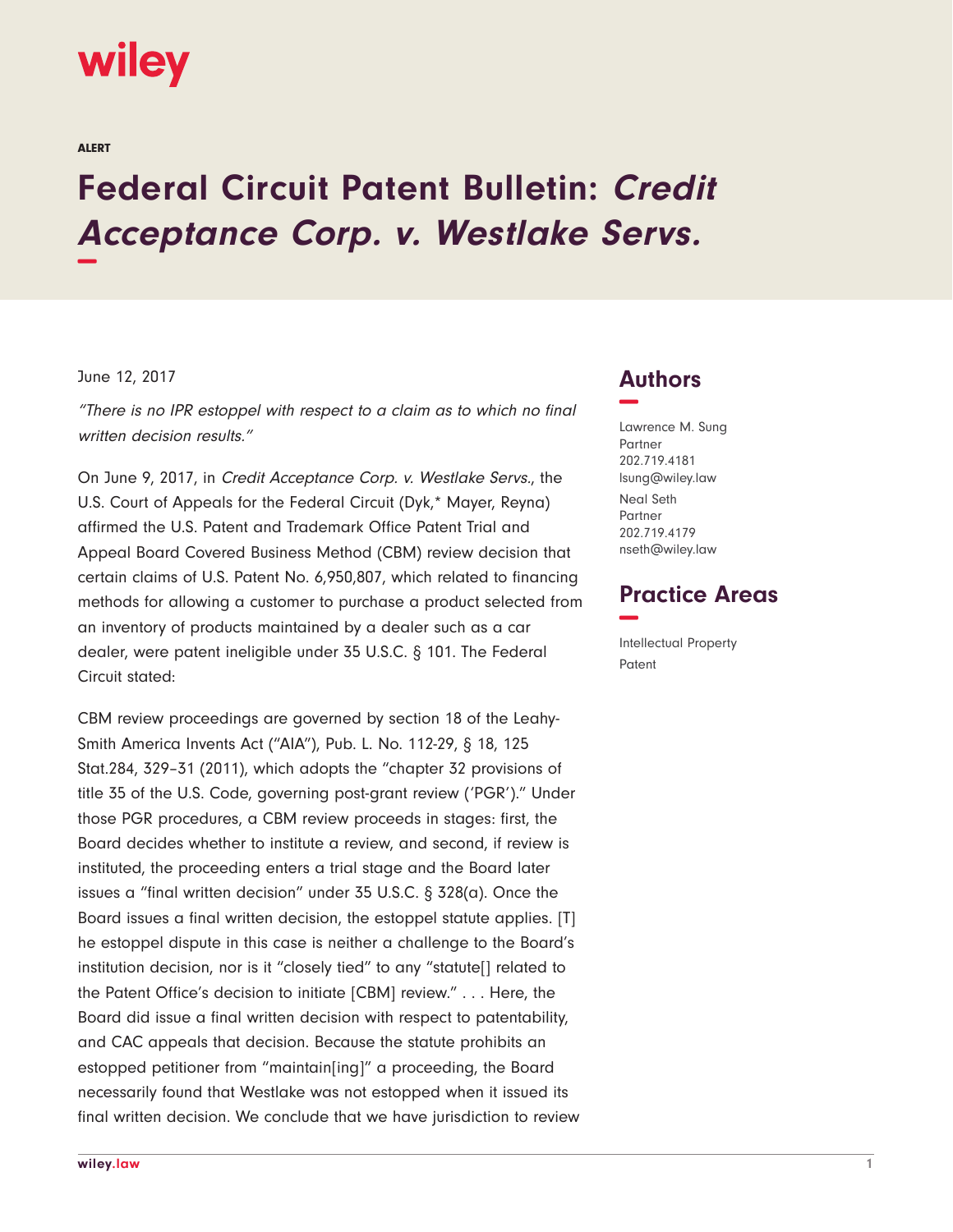wiley

ALERT

# Federal Circuit Patent Bulletin: *Credit Acceptance Corp. v. Westlake Servs.*

June 12, 2017

*"There is no IPR estoppel with respect to a claim as to which no final written decision results."*

On June 9, 2017, in *Credit Acceptance Corp. v. Westlake Servs.*, the U.S. Court of Appeals for the Federal Circuit (Dyk,* Mayer, Reyna) affirmed the U.S. Patent and Trademark Office Patent Trial and Appeal Board Covered Business Method (CBM) review decision that certain claims of U.S. Patent No. 6,950,807, which related to financing methods for allowing a customer to purchase a product selected from an inventory of products maintained by a dealer such as a car dealer, were patent ineligible under 35 U.S.C. § 101. The Federal Circuit stated:

CBM review proceedings are governed by section 18 of the Leahy-Smith America Invents Act ("AIA"), Pub. L. No. 112-29, § 18, 125 Stat.284, 329–31 (2011), which adopts the "chapter 32 provisions of title 35 of the U.S. Code, governing post-grant review ('PGR')." Under those PGR procedures, a CBM review proceeds in stages: first, the Board decides whether to institute a review, and second, if review is instituted, the proceeding enters a trial stage and the Board later issues a "final written decision" under 35 U.S.C. § 328(a). Once the Board issues a final written decision, the estoppel statute applies. [T]he estoppel dispute in this case is neither a challenge to the Board's institution decision, nor is it "closely tied" to any "statute[] related to the Patent Office's decision to initiate [CBM] review." . . . Here, the Board did issue a final written decision with respect to patentability, and CAC appeals that decision. Because the statute prohibits an estopped petitioner from "maintain[ing]" a proceeding, the Board necessarily found that Westlake was not estopped when it issued its final written decision. We conclude that we have jurisdiction to review

## Authors

Lawrence M. Sung
Partner
202.719.4181
lsung@wiley.law

Neal Seth
Partner
202.719.4179
nseth@wiley.law

## Practice Areas

Intellectual Property
Patent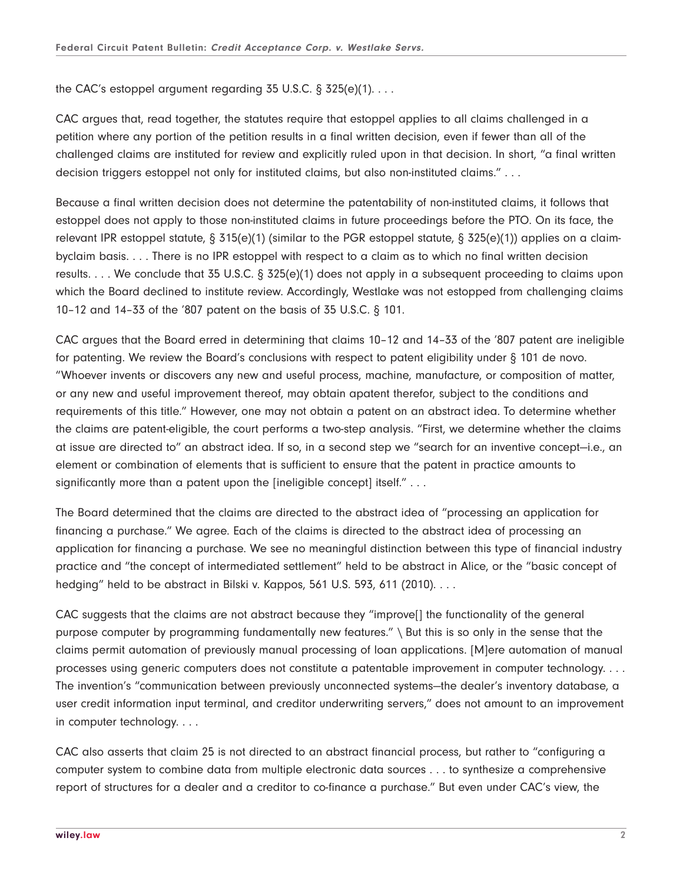the CAC's estoppel argument regarding 35 U.S.C. § 325(e)(1). . . .

CAC argues that, read together, the statutes require that estoppel applies to all claims challenged in a petition where any portion of the petition results in a final written decision, even if fewer than all of the challenged claims are instituted for review and explicitly ruled upon in that decision. In short, "a final written decision triggers estoppel not only for instituted claims, but also non-instituted claims." . . .

Because a final written decision does not determine the patentability of non-instituted claims, it follows that estoppel does not apply to those non-instituted claims in future proceedings before the PTO. On its face, the relevant IPR estoppel statute, § 315(e)(1) (similar to the PGR estoppel statute, § 325(e)(1)) applies on a claim-byclaim basis. . . . There is no IPR estoppel with respect to a claim as to which no final written decision results. . . . We conclude that 35 U.S.C. § 325(e)(1) does not apply in a subsequent proceeding to claims upon which the Board declined to institute review. Accordingly, Westlake was not estopped from challenging claims 10–12 and 14–33 of the '807 patent on the basis of 35 U.S.C. § 101.

CAC argues that the Board erred in determining that claims 10–12 and 14–33 of the '807 patent are ineligible for patenting. We review the Board's conclusions with respect to patent eligibility under § 101 de novo. "Whoever invents or discovers any new and useful process, machine, manufacture, or composition of matter, or any new and useful improvement thereof, may obtain apatent therefor, subject to the conditions and requirements of this title." However, one may not obtain a patent on an abstract idea. To determine whether the claims are patent-eligible, the court performs a two-step analysis. "First, we determine whether the claims at issue are directed to" an abstract idea. If so, in a second step we "search for an inventive concept—i.e., an element or combination of elements that is sufficient to ensure that the patent in practice amounts to significantly more than a patent upon the [ineligible concept] itself." . . .

The Board determined that the claims are directed to the abstract idea of "processing an application for financing a purchase." We agree. Each of the claims is directed to the abstract idea of processing an application for financing a purchase. We see no meaningful distinction between this type of financial industry practice and "the concept of intermediated settlement" held to be abstract in Alice, or the "basic concept of hedging" held to be abstract in Bilski v. Kappos, 561 U.S. 593, 611 (2010). . . .

CAC suggests that the claims are not abstract because they "improve[] the functionality of the general purpose computer by programming fundamentally new features." \ But this is so only in the sense that the claims permit automation of previously manual processing of loan applications. [M]ere automation of manual processes using generic computers does not constitute a patentable improvement in computer technology. . . . The invention's "communication between previously unconnected systems—the dealer's inventory database, a user credit information input terminal, and creditor underwriting servers," does not amount to an improvement in computer technology. . . .

CAC also asserts that claim 25 is not directed to an abstract financial process, but rather to "configuring a computer system to combine data from multiple electronic data sources . . . to synthesize a comprehensive report of structures for a dealer and a creditor to co-finance a purchase." But even under CAC's view, the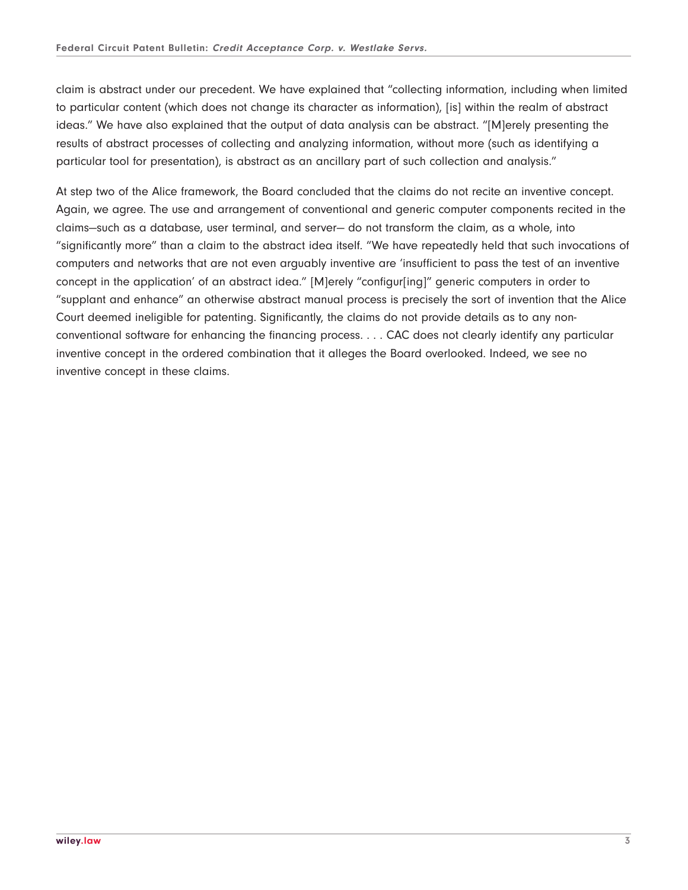claim is abstract under our precedent. We have explained that "collecting information, including when limited to particular content (which does not change its character as information), [is] within the realm of abstract ideas." We have also explained that the output of data analysis can be abstract. "[M]erely presenting the results of abstract processes of collecting and analyzing information, without more (such as identifying a particular tool for presentation), is abstract as an ancillary part of such collection and analysis."

At step two of the Alice framework, the Board concluded that the claims do not recite an inventive concept. Again, we agree. The use and arrangement of conventional and generic computer components recited in the claims—such as a database, user terminal, and server— do not transform the claim, as a whole, into "significantly more" than a claim to the abstract idea itself. "We have repeatedly held that such invocations of computers and networks that are not even arguably inventive are 'insufficient to pass the test of an inventive concept in the application' of an abstract idea." [M]erely "configur[ing]" generic computers in order to "supplant and enhance" an otherwise abstract manual process is precisely the sort of invention that the Alice Court deemed ineligible for patenting. Significantly, the claims do not provide details as to any non-conventional software for enhancing the financing process. . . . CAC does not clearly identify any particular inventive concept in the ordered combination that it alleges the Board overlooked. Indeed, we see no inventive concept in these claims.